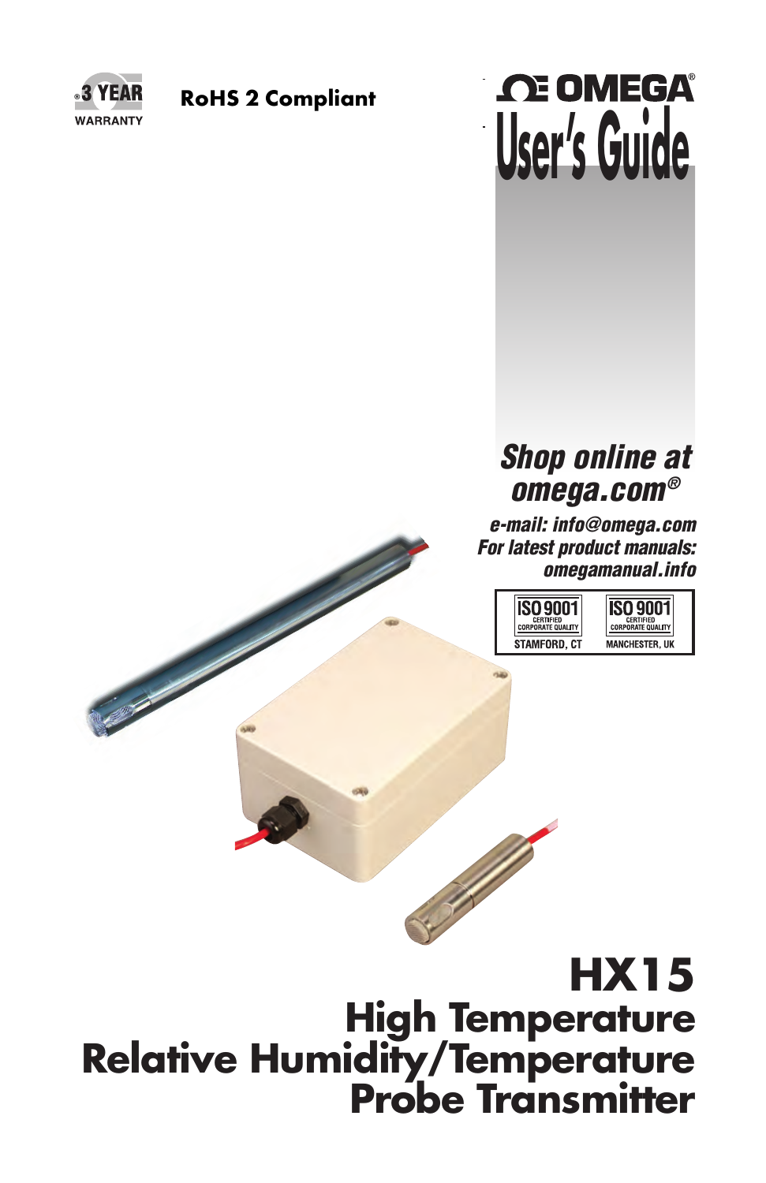3 YEAR WARRANTY

**RoHS 2 Compliant**

OMEGA®

# User's Guide

***Shop online at omega.com®***

***e-mail: info@omega.com***
***For latest product manuals: omegamanual.info***

ISO 9001 CERTIFIED CORPORATE QUALITY STAMFORD, CT

ISO 9001 CERTIFIED CORPORATE QUALITY MANCHESTER, UK

# HX15
## High Temperature Relative Humidity/Temperature Probe Transmitter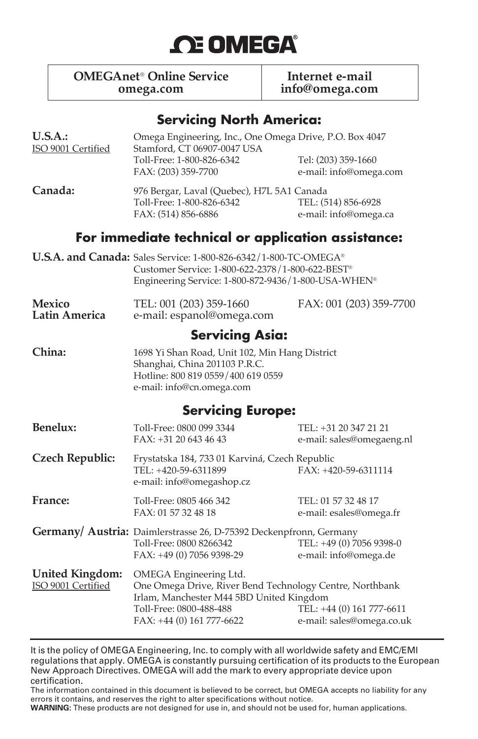# OMEGA®

| OMEGAnet® Online Service omega.com | Internet e-mail info@omega.com |
|---|---|

## Servicing North America:

**U.S.A.:**
ISO 9001 Certified

Omega Engineering, Inc., One Omega Drive, P.O. Box 4047
Stamford, CT 06907-0047 USA
Toll-Free: 1-800-826-6342 Tel: (203) 359-1660
FAX: (203) 359-7700 e-mail: info@omega.com

**Canada:**

976 Bergar, Laval (Quebec), H7L 5A1 Canada
Toll-Free: 1-800-826-6342 TEL: (514) 856-6928
FAX: (514) 856-6886 e-mail: info@omega.ca

## For immediate technical or application assistance:

**U.S.A. and Canada:**

Sales Service: 1-800-826-6342/1-800-TC-OMEGA®
Customer Service: 1-800-622-2378/1-800-622-BEST®
Engineering Service: 1-800-872-9436/1-800-USA-WHEN®

**Mexico**
**Latin America**

TEL: 001 (203) 359-1660 FAX: 001 (203) 359-7700
e-mail: espanol@omega.com

## Servicing Asia:

**China:**

1698 Yi Shan Road, Unit 102, Min Hang District
Shanghai, China 201103 P.R.C.
Hotline: 800 819 0559/400 619 0559
e-mail: info@cn.omega.com

## Servicing Europe:

**Benelux:**

Toll-Free: 0800 099 3344 TEL: +31 20 347 21 21
FAX: +31 20 643 46 43 e-mail: sales@omegaeng.nl

**Czech Republic:**

Frystatska 184, 733 01 Karviná, Czech Republic
TEL: +420-59-6311899 FAX: +420-59-6311114
e-mail: info@omegashop.cz

**France:**

Toll-Free: 0805 466 342 TEL: 01 57 32 48 17
FAX: 01 57 32 48 18 e-mail: esales@omega.fr

**Germany/ Austria:**

Daimlerstrasse 26, D-75392 Deckenpfronn, Germany
Toll-Free: 0800 8266342 TEL: +49 (0) 7056 9398-0
FAX: +49 (0) 7056 9398-29 e-mail: info@omega.de

**United Kingdom:**
ISO 9001 Certified

OMEGA Engineering Ltd.
One Omega Drive, River Bend Technology Centre, Northbank
Irlam, Manchester M44 5BD United Kingdom
Toll-Free: 0800-488-488 TEL: +44 (0) 161 777-6611
FAX: +44 (0) 161 777-6622 e-mail: sales@omega.co.uk

---

It is the policy of OMEGA Engineering, Inc. to comply with all worldwide safety and EMC/EMI regulations that apply. OMEGA is constantly pursuing certification of its products to the European New Approach Directives. OMEGA will add the mark to every appropriate device upon certification.

The information contained in this document is believed to be correct, but OMEGA accepts no liability for any errors it contains, and reserves the right to alter specifications without notice.

**WARNING:** These products are not designed for use in, and should not be used for, human applications.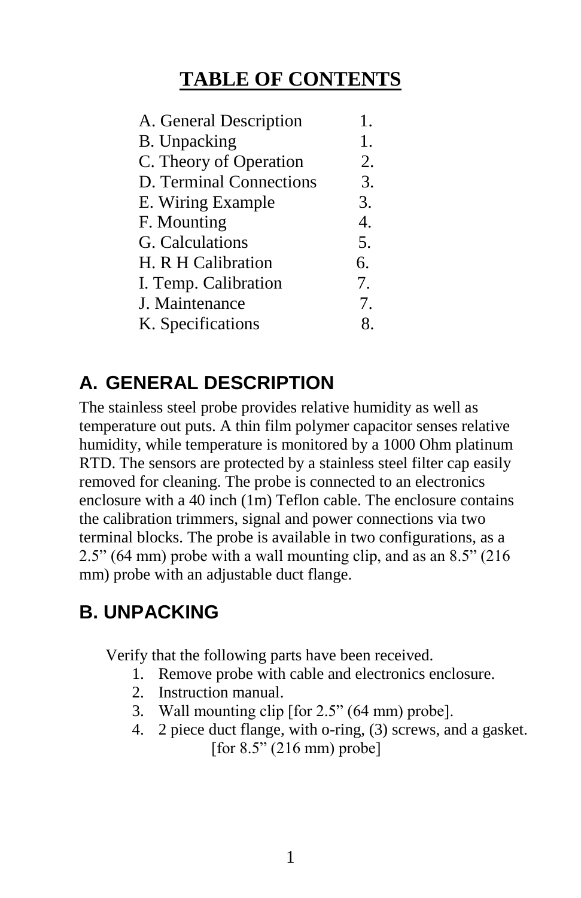# TABLE OF CONTENTS

| | |
|---|---|
| A. General Description | 1. |
| B. Unpacking | 1. |
| C. Theory of Operation | 2. |
| D. Terminal Connections | 3. |
| E. Wiring Example | 3. |
| F. Mounting | 4. |
| G. Calculations | 5. |
| H. R H Calibration | 6. |
| I. Temp. Calibration | 7. |
| J. Maintenance | 7. |
| K. Specifications | 8. |

## A. GENERAL DESCRIPTION

The stainless steel probe provides relative humidity as well as temperature out puts. A thin film polymer capacitor senses relative humidity, while temperature is monitored by a 1000 Ohm platinum RTD. The sensors are protected by a stainless steel filter cap easily removed for cleaning. The probe is connected to an electronics enclosure with a 40 inch (1m) Teflon cable. The enclosure contains the calibration trimmers, signal and power connections via two terminal blocks. The probe is available in two configurations, as a 2.5" (64 mm) probe with a wall mounting clip, and as an 8.5" (216 mm) probe with an adjustable duct flange.

## B. UNPACKING

Verify that the following parts have been received.

1. Remove probe with cable and electronics enclosure.
2. Instruction manual.
3. Wall mounting clip [for 2.5" (64 mm) probe].
4. 2 piece duct flange, with o-ring, (3) screws, and a gasket. [for 8.5" (216 mm) probe]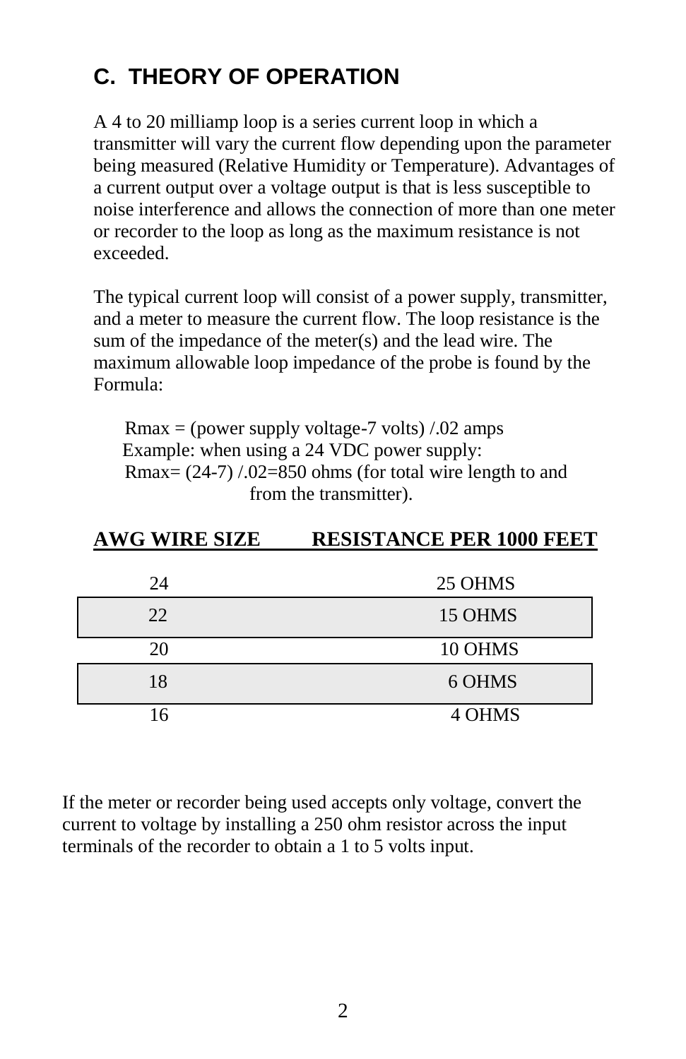## C. THEORY OF OPERATION

A 4 to 20 milliamp loop is a series current loop in which a transmitter will vary the current flow depending upon the parameter being measured (Relative Humidity or Temperature). Advantages of a current output over a voltage output is that is less susceptible to noise interference and allows the connection of more than one meter or recorder to the loop as long as the maximum resistance is not exceeded.

The typical current loop will consist of a power supply, transmitter, and a meter to measure the current flow. The loop resistance is the sum of the impedance of the meter(s) and the lead wire. The maximum allowable loop impedance of the probe is found by the Formula:

Rmax = (power supply voltage-7 volts) /.02 amps
Example: when using a 24 VDC power supply:
Rmax= (24-7) /.02=850 ohms (for total wire length to and from the transmitter).

| AWG WIRE SIZE | RESISTANCE PER 1000 FEET |
|---|---|
| 24 | 25 OHMS |
| 22 | 15 OHMS |
| 20 | 10 OHMS |
| 18 | 6 OHMS |
| 16 | 4 OHMS |

If the meter or recorder being used accepts only voltage, convert the current to voltage by installing a 250 ohm resistor across the input terminals of the recorder to obtain a 1 to 5 volts input.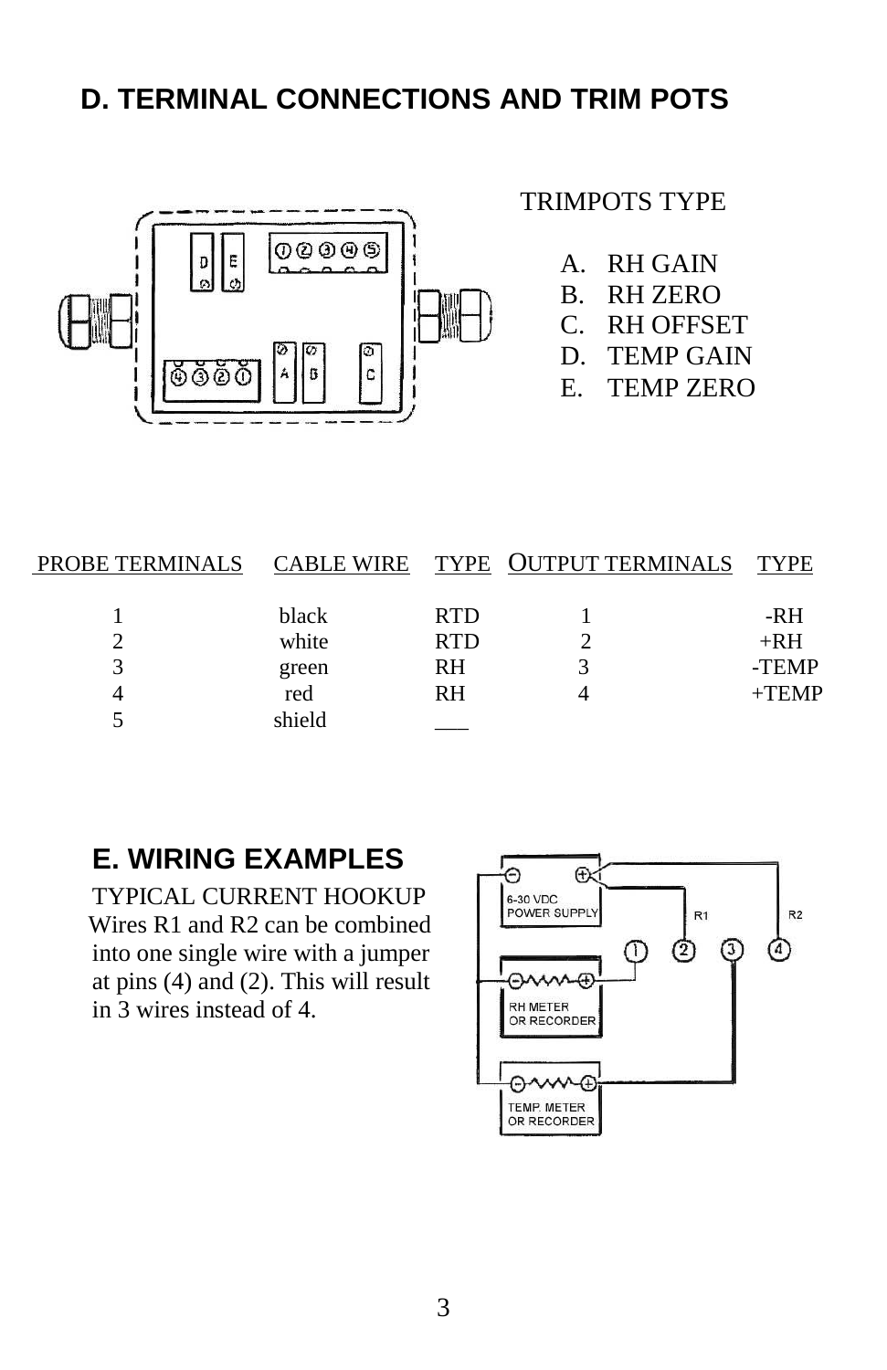## D. TERMINAL CONNECTIONS AND TRIM POTS

TRIMPOTS TYPE

- A. RH GAIN
- B. RH ZERO
- C. RH OFFSET
- D. TEMP GAIN
- E. TEMP ZERO

| PROBE TERMINALS | CABLE WIRE | TYPE | OUTPUT TERMINALS | TYPE |
|---|---|---|---|---|
| 1 | black | RTD | 1 | -RH |
| 2 | white | RTD | 2 | +RH |
| 3 | green | RH | 3 | -TEMP |
| 4 | red | RH | 4 | +TEMP |
| 5 | shield | ___ | | |

## E. WIRING EXAMPLES

TYPICAL CURRENT HOOKUP
Wires R1 and R2 can be combined into one single wire with a jumper at pins (4) and (2). This will result in 3 wires instead of 4.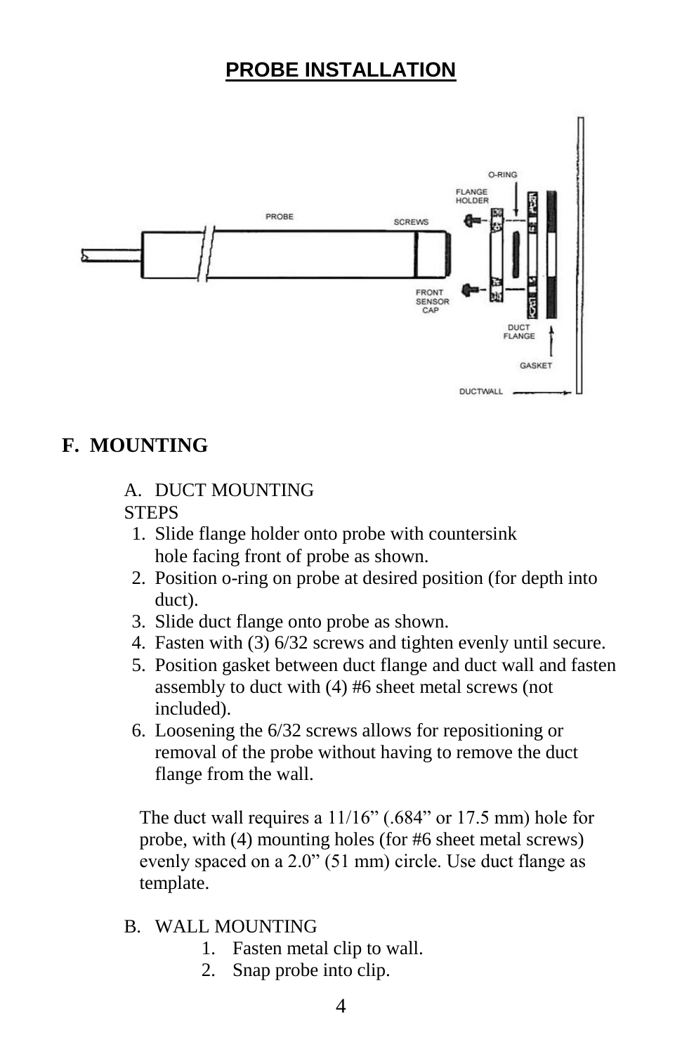# PROBE INSTALLATION

PROBE

SCREWS

FLANGE HOLDER

O-RING

FRONT SENSOR CAP

DUCT FLANGE

GASKET

DUCTWALL

## F. MOUNTING

A. DUCT MOUNTING

STEPS

1. Slide flange holder onto probe with countersink hole facing front of probe as shown.
2. Position o-ring on probe at desired position (for depth into duct).
3. Slide duct flange onto probe as shown.
4. Fasten with (3) 6/32 screws and tighten evenly until secure.
5. Position gasket between duct flange and duct wall and fasten assembly to duct with (4) #6 sheet metal screws (not included).
6. Loosening the 6/32 screws allows for repositioning or removal of the probe without having to remove the duct flange from the wall.

The duct wall requires a 11/16” (.684” or 17.5 mm) hole for probe, with (4) mounting holes (for #6 sheet metal screws) evenly spaced on a 2.0” (51 mm) circle. Use duct flange as template.

B. WALL MOUNTING

1. Fasten metal clip to wall.
2. Snap probe into clip.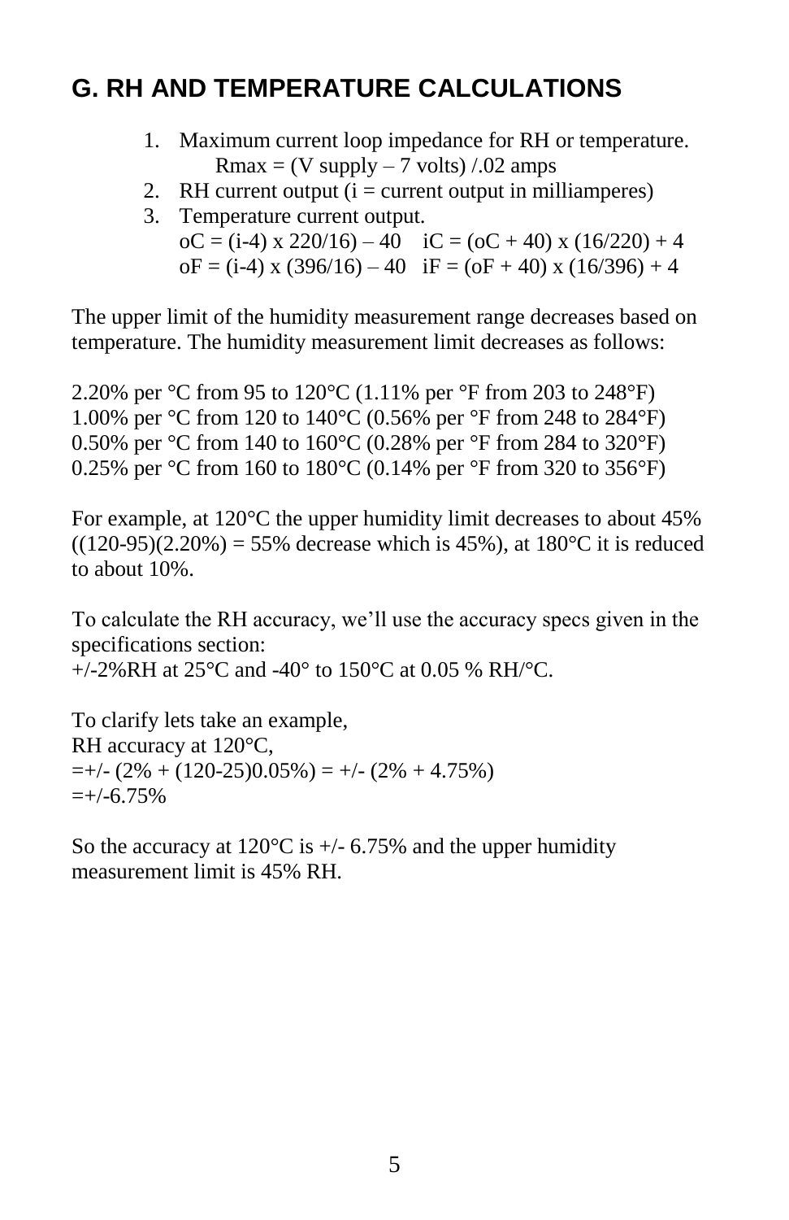## G. RH AND TEMPERATURE CALCULATIONS

1. Maximum current loop impedance for RH or temperature.
   $Rmax = (V\ supply - 7\ volts)\ /.02\ amps$
2. RH current output (i = current output in milliamperes)
3. Temperature current output.
   $oC = (i-4) \times 220/16) - 40$ $iC = (oC + 40) \times (16/220) + 4$
   $oF = (i-4) \times (396/16) - 40$ $iF = (oF + 40) \times (16/396) + 4$

The upper limit of the humidity measurement range decreases based on temperature. The humidity measurement limit decreases as follows:

2.20% per °C from 95 to 120°C (1.11% per °F from 203 to 248°F)
1.00% per °C from 120 to 140°C (0.56% per °F from 248 to 284°F)
0.50% per °C from 140 to 160°C (0.28% per °F from 284 to 320°F)
0.25% per °C from 160 to 180°C (0.14% per °F from 320 to 356°F)

For example, at 120°C the upper humidity limit decreases to about 45% ((120-95)(2.20%) = 55% decrease which is 45%), at 180°C it is reduced to about 10%.

To calculate the RH accuracy, we'll use the accuracy specs given in the specifications section:
+/-2%RH at 25°C and -40° to 150°C at 0.05 % RH/°C.

To clarify lets take an example,
RH accuracy at 120°C,
=+/- (2% + (120-25)0.05%) = +/- (2% + 4.75%)
=+/-6.75%

So the accuracy at 120°C is +/- 6.75% and the upper humidity measurement limit is 45% RH.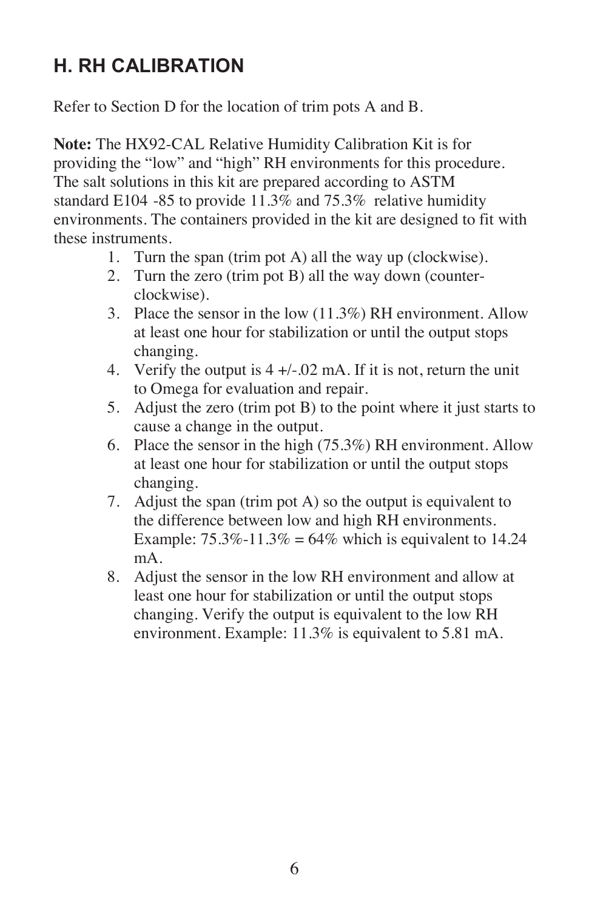## H. RH CALIBRATION

Refer to Section D for the location of trim pots A and B.

**Note:** The HX92-CAL Relative Humidity Calibration Kit is for providing the "low" and "high" RH environments for this procedure. The salt solutions in this kit are prepared according to ASTM standard E104 -85 to provide 11.3% and 75.3% relative humidity environments. The containers provided in the kit are designed to fit with these instruments.

1. Turn the span (trim pot A) all the way up (clockwise).
2. Turn the zero (trim pot B) all the way down (counter-clockwise).
3. Place the sensor in the low (11.3%) RH environment. Allow at least one hour for stabilization or until the output stops changing.
4. Verify the output is 4 +/-.02 mA. If it is not, return the unit to Omega for evaluation and repair.
5. Adjust the zero (trim pot B) to the point where it just starts to cause a change in the output.
6. Place the sensor in the high (75.3%) RH environment. Allow at least one hour for stabilization or until the output stops changing.
7. Adjust the span (trim pot A) so the output is equivalent to the difference between low and high RH environments. Example: 75.3%-11.3% = 64% which is equivalent to 14.24 mA.
8. Adjust the sensor in the low RH environment and allow at least one hour for stabilization or until the output stops changing. Verify the output is equivalent to the low RH environment. Example: 11.3% is equivalent to 5.81 mA.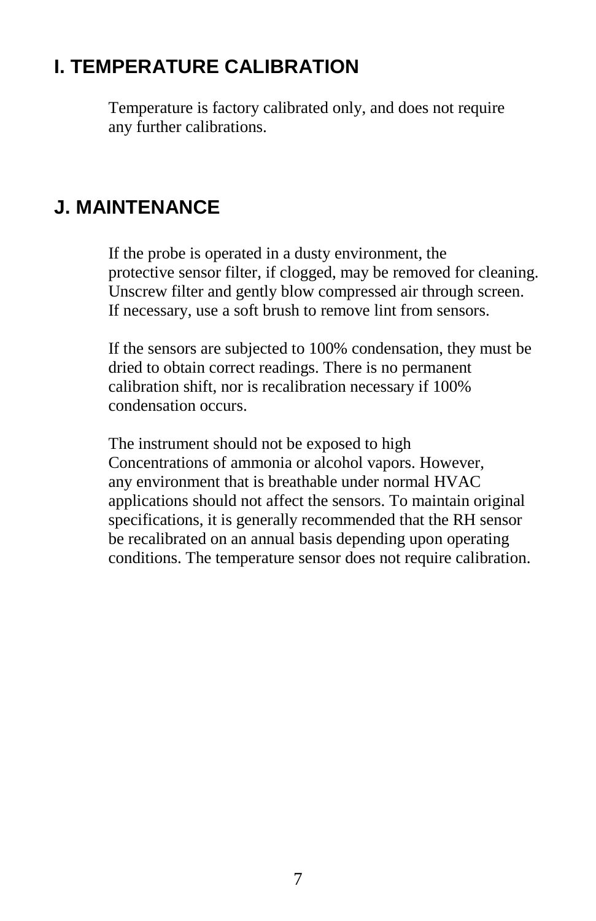## I. TEMPERATURE CALIBRATION

Temperature is factory calibrated only, and does not require any further calibrations.

## J. MAINTENANCE

If the probe is operated in a dusty environment, the protective sensor filter, if clogged, may be removed for cleaning. Unscrew filter and gently blow compressed air through screen. If necessary, use a soft brush to remove lint from sensors.

If the sensors are subjected to 100% condensation, they must be dried to obtain correct readings. There is no permanent calibration shift, nor is recalibration necessary if 100% condensation occurs.

The instrument should not be exposed to high Concentrations of ammonia or alcohol vapors. However, any environment that is breathable under normal HVAC applications should not affect the sensors. To maintain original specifications, it is generally recommended that the RH sensor be recalibrated on an annual basis depending upon operating conditions. The temperature sensor does not require calibration.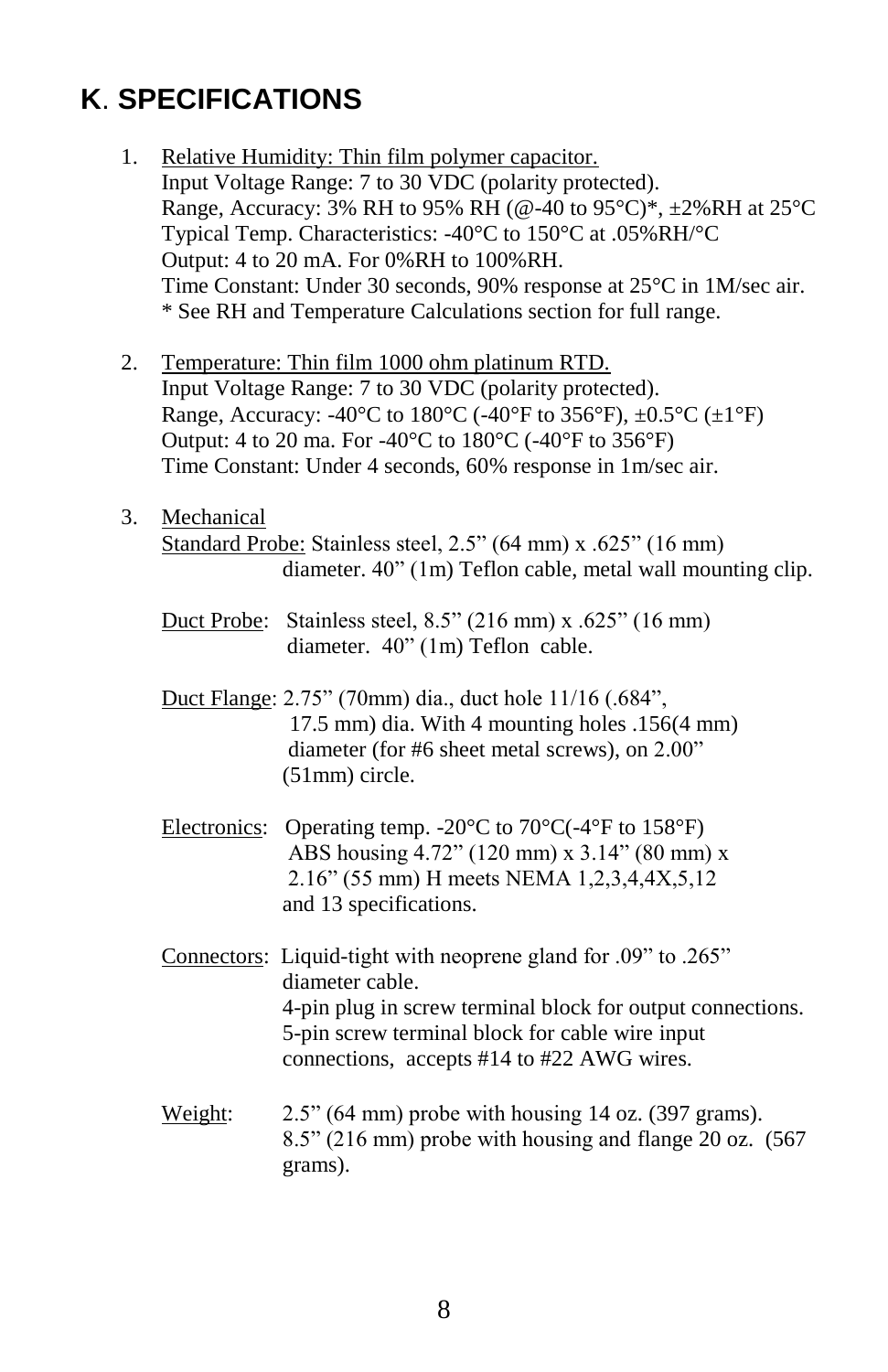## K. SPECIFICATIONS

1. Relative Humidity: Thin film polymer capacitor.
   Input Voltage Range: 7 to 30 VDC (polarity protected).
   Range, Accuracy: 3% RH to 95% RH (@-40 to 95°C)*, ±2%RH at 25°C
   Typical Temp. Characteristics: -40°C to 150°C at .05%RH/°C
   Output: 4 to 20 mA. For 0%RH to 100%RH.
   Time Constant: Under 30 seconds, 90% response at 25°C in 1M/sec air.
   * See RH and Temperature Calculations section for full range.

2. Temperature: Thin film 1000 ohm platinum RTD.
   Input Voltage Range: 7 to 30 VDC (polarity protected).
   Range, Accuracy: -40°C to 180°C (-40°F to 356°F), ±0.5°C (±1°F)
   Output: 4 to 20 ma. For -40°C to 180°C (-40°F to 356°F)
   Time Constant: Under 4 seconds, 60% response in 1m/sec air.

3. Mechanical
   Standard Probe: Stainless steel, 2.5" (64 mm) x .625" (16 mm) diameter. 40" (1m) Teflon cable, metal wall mounting clip.

   Duct Probe: Stainless steel, 8.5" (216 mm) x .625" (16 mm) diameter. 40" (1m) Teflon cable.

   Duct Flange: 2.75" (70mm) dia., duct hole 11/16 (.684", 17.5 mm) dia. With 4 mounting holes .156(4 mm) diameter (for #6 sheet metal screws), on 2.00" (51mm) circle.

   Electronics: Operating temp. -20°C to 70°C(-4°F to 158°F) ABS housing 4.72" (120 mm) x 3.14" (80 mm) x 2.16" (55 mm) H meets NEMA 1,2,3,4,4X,5,12 and 13 specifications.

   Connectors: Liquid-tight with neoprene gland for .09" to .265" diameter cable.
   4-pin plug in screw terminal block for output connections.
   5-pin screw terminal block for cable wire input connections, accepts #14 to #22 AWG wires.

   Weight: 2.5" (64 mm) probe with housing 14 oz. (397 grams).
   8.5" (216 mm) probe with housing and flange 20 oz. (567 grams).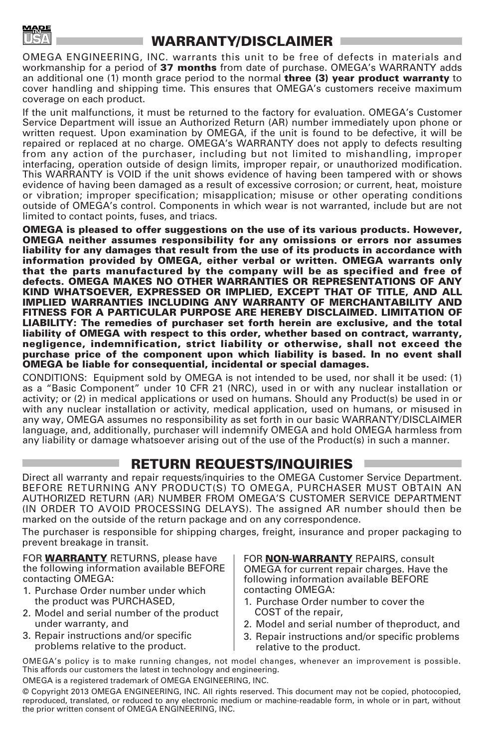# WARRANTY/DISCLAIMER

OMEGA ENGINEERING, INC. warrants this unit to be free of defects in materials and workmanship for a period of **37 months** from date of purchase. OMEGA's WARRANTY adds an additional one (1) month grace period to the normal **three (3) year product warranty** to cover handling and shipping time. This ensures that OMEGA's customers receive maximum coverage on each product.

If the unit malfunctions, it must be returned to the factory for evaluation. OMEGA's Customer Service Department will issue an Authorized Return (AR) number immediately upon phone or written request. Upon examination by OMEGA, if the unit is found to be defective, it will be repaired or replaced at no charge. OMEGA's WARRANTY does not apply to defects resulting from any action of the purchaser, including but not limited to mishandling, improper interfacing, operation outside of design limits, improper repair, or unauthorized modification. This WARRANTY is VOID if the unit shows evidence of having been tampered with or shows evidence of having been damaged as a result of excessive corrosion; or current, heat, moisture or vibration; improper specification; misapplication; misuse or other operating conditions outside of OMEGA's control. Components in which wear is not warranted, include but are not limited to contact points, fuses, and triacs.

**OMEGA is pleased to offer suggestions on the use of its various products. However, OMEGA neither assumes responsibility for any omissions or errors nor assumes liability for any damages that result from the use of its products in accordance with information provided by OMEGA, either verbal or written. OMEGA warrants only that the parts manufactured by the company will be as specified and free of defects. OMEGA MAKES NO OTHER WARRANTIES OR REPRESENTATIONS OF ANY KIND WHATSOEVER, EXPRESSED OR IMPLIED, EXCEPT THAT OF TITLE, AND ALL IMPLIED WARRANTIES INCLUDING ANY WARRANTY OF MERCHANTABILITY AND FITNESS FOR A PARTICULAR PURPOSE ARE HEREBY DISCLAIMED. LIMITATION OF LIABILITY: The remedies of purchaser set forth herein are exclusive, and the total liability of OMEGA with respect to this order, whether based on contract, warranty, negligence, indemnification, strict liability or otherwise, shall not exceed the purchase price of the component upon which liability is based. In no event shall OMEGA be liable for consequential, incidental or special damages.**

CONDITIONS: Equipment sold by OMEGA is not intended to be used, nor shall it be used: (1) as a "Basic Component" under 10 CFR 21 (NRC), used in or with any nuclear installation or activity; or (2) in medical applications or used on humans. Should any Product(s) be used in or with any nuclear installation or activity, medical application, used on humans, or misused in any way, OMEGA assumes no responsibility as set forth in our basic WARRANTY/DISCLAIMER language, and, additionally, purchaser will indemnify OMEGA and hold OMEGA harmless from any liability or damage whatsoever arising out of the use of the Product(s) in such a manner.

# RETURN REQUESTS/INQUIRIES

Direct all warranty and repair requests/inquiries to the OMEGA Customer Service Department. BEFORE RETURNING ANY PRODUCT(S) TO OMEGA, PURCHASER MUST OBTAIN AN AUTHORIZED RETURN (AR) NUMBER FROM OMEGA'S CUSTOMER SERVICE DEPARTMENT (IN ORDER TO AVOID PROCESSING DELAYS). The assigned AR number should then be marked on the outside of the return package and on any correspondence.

The purchaser is responsible for shipping charges, freight, insurance and proper packaging to prevent breakage in transit.

FOR **WARRANTY** RETURNS, please have the following information available BEFORE contacting OMEGA:

1. Purchase Order number under which the product was PURCHASED,
2. Model and serial number of the product under warranty, and
3. Repair instructions and/or specific problems relative to the product.

FOR **NON-WARRANTY** REPAIRS, consult OMEGA for current repair charges. Have the following information available BEFORE contacting OMEGA:

1. Purchase Order number to cover the COST of the repair,
2. Model and serial number of theproduct, and
3. Repair instructions and/or specific problems relative to the product.

OMEGA's policy is to make running changes, not model changes, whenever an improvement is possible. This affords our customers the latest in technology and engineering.

OMEGA is a registered trademark of OMEGA ENGINEERING, INC.

© Copyright 2013 OMEGA ENGINEERING, INC. All rights reserved. This document may not be copied, photocopied, reproduced, translated, or reduced to any electronic medium or machine-readable form, in whole or in part, without the prior written consent of OMEGA ENGINEERING, INC.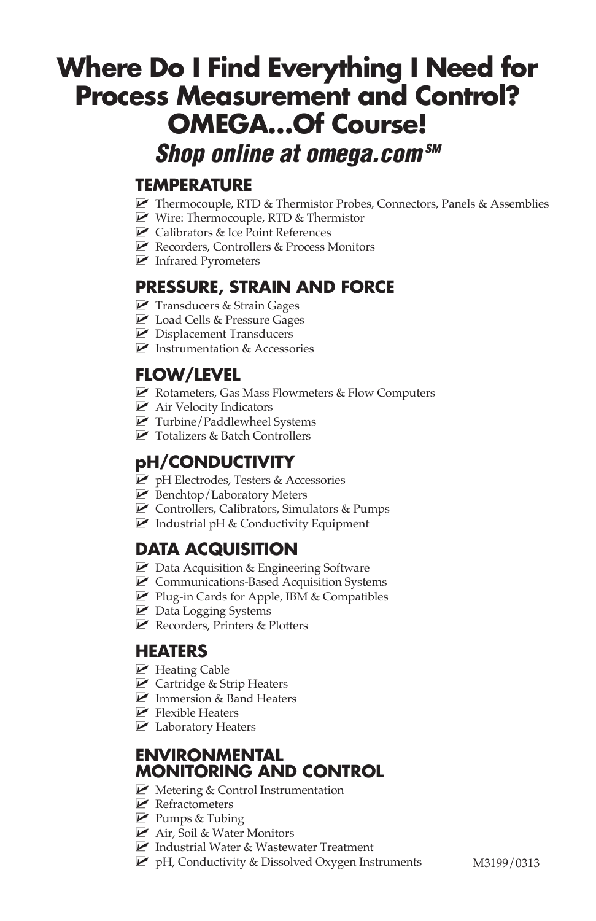# Where Do I Find Everything I Need for Process Measurement and Control? OMEGA…Of Course!

## *Shop online at omega.com℠*

### TEMPERATURE

- Thermocouple, RTD & Thermistor Probes, Connectors, Panels & Assemblies
- Wire: Thermocouple, RTD & Thermistor
- Calibrators & Ice Point References
- Recorders, Controllers & Process Monitors
- Infrared Pyrometers

### PRESSURE, STRAIN AND FORCE

- Transducers & Strain Gages
- Load Cells & Pressure Gages
- Displacement Transducers
- Instrumentation & Accessories

### FLOW/LEVEL

- Rotameters, Gas Mass Flowmeters & Flow Computers
- Air Velocity Indicators
- Turbine/Paddlewheel Systems
- Totalizers & Batch Controllers

### pH/CONDUCTIVITY

- pH Electrodes, Testers & Accessories
- Benchtop/Laboratory Meters
- Controllers, Calibrators, Simulators & Pumps
- Industrial pH & Conductivity Equipment

### DATA ACQUISITION

- Data Acquisition & Engineering Software
- Communications-Based Acquisition Systems
- Plug-in Cards for Apple, IBM & Compatibles
- Data Logging Systems
- Recorders, Printers & Plotters

### HEATERS

- Heating Cable
- Cartridge & Strip Heaters
- Immersion & Band Heaters
- Flexible Heaters
- Laboratory Heaters

### ENVIRONMENTAL MONITORING AND CONTROL

- Metering & Control Instrumentation
- Refractometers
- Pumps & Tubing
- Air, Soil & Water Monitors
- Industrial Water & Wastewater Treatment
- pH, Conductivity & Dissolved Oxygen Instruments

M3199/0313